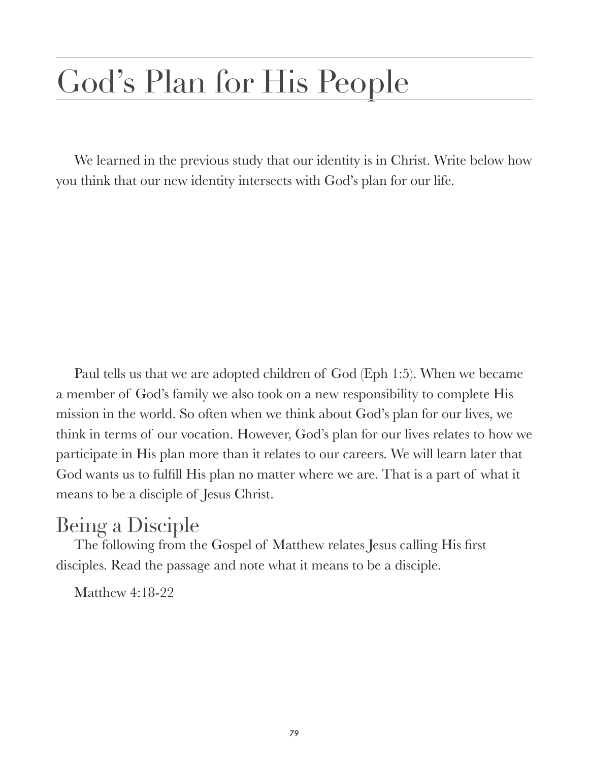# God's Plan for His People

We learned in the previous study that our identity is in Christ. Write below how you think that our new identity intersects with God's plan for our life.

Paul tells us that we are adopted children of God (Eph 1:5). When we became a member of God's family we also took on a new responsibility to complete His mission in the world. So often when we think about God's plan for our lives, we think in terms of our vocation. However, God's plan for our lives relates to how we participate in His plan more than it relates to our careers. We will learn later that God wants us to fulfill His plan no matter where we are. That is a part of what it means to be a disciple of Jesus Christ.

## Being a Disciple

The following from the Gospel of Matthew relates Jesus calling His first disciples. Read the passage and note what it means to be a disciple.

Matthew 4:18-22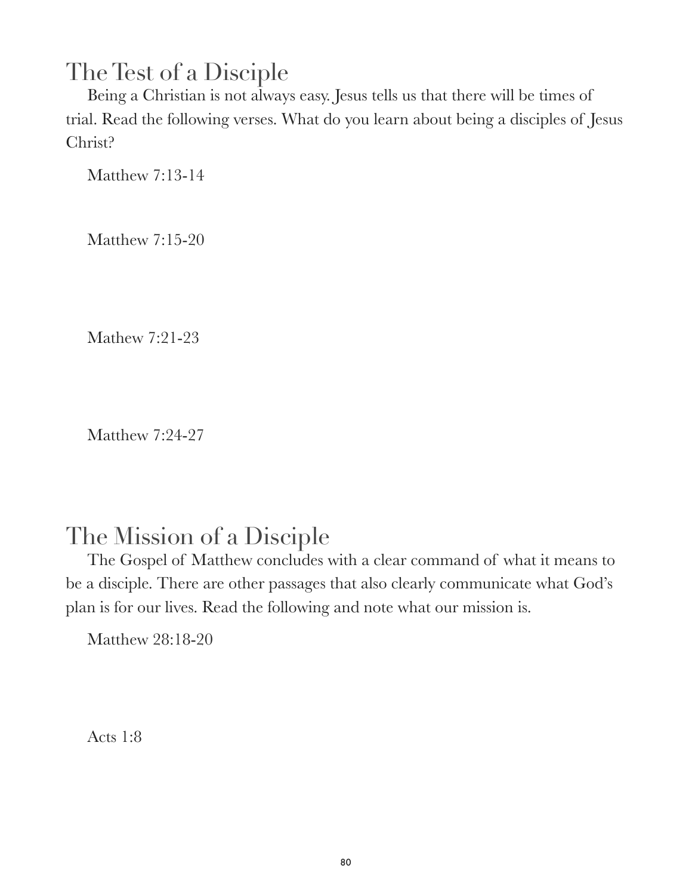## The Test of a Disciple

Being a Christian is not always easy. Jesus tells us that there will be times of trial. Read the following verses. What do you learn about being a disciples of Jesus Christ?

Matthew 7:13-14

Matthew 7:15-20

Mathew 7:21-23

Matthew 7:24-27

## The Mission of a Disciple

The Gospel of Matthew concludes with a clear command of what it means to be a disciple. There are other passages that also clearly communicate what God's plan is for our lives. Read the following and note what our mission is.

Matthew 28:18-20

Acts 1:8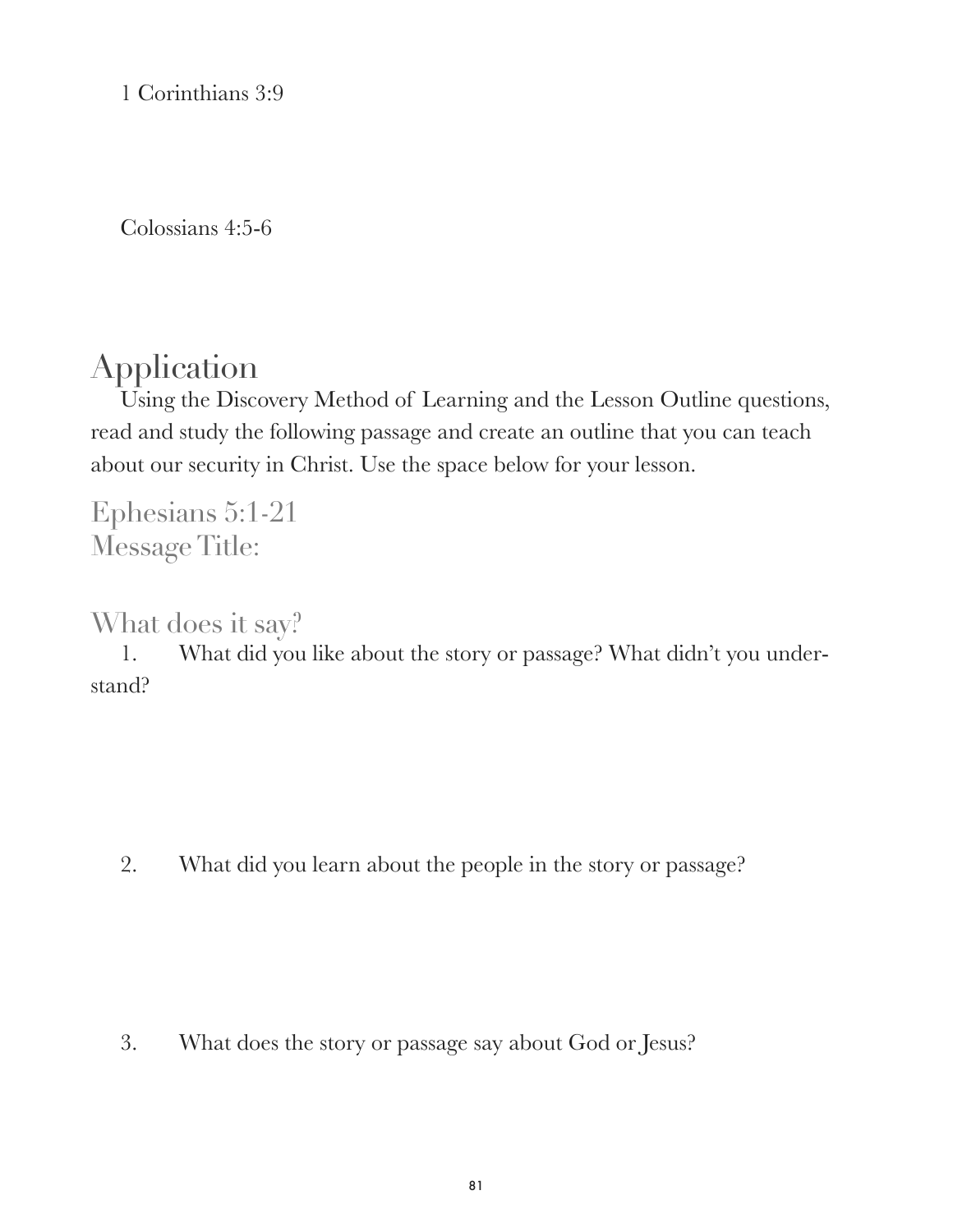1 Corinthians 3:9

Colossians 4:5-6

# Application

Using the Discovery Method of Learning and the Lesson Outline questions, read and study the following passage and create an outline that you can teach about our security in Christ. Use the space below for your lesson.

## Ephesians 5:1-21
## Message Title:

## What does it say?

1. What did you like about the story or passage? What didn't you understand?

2. What did you learn about the people in the story or passage?

3. What does the story or passage say about God or Jesus?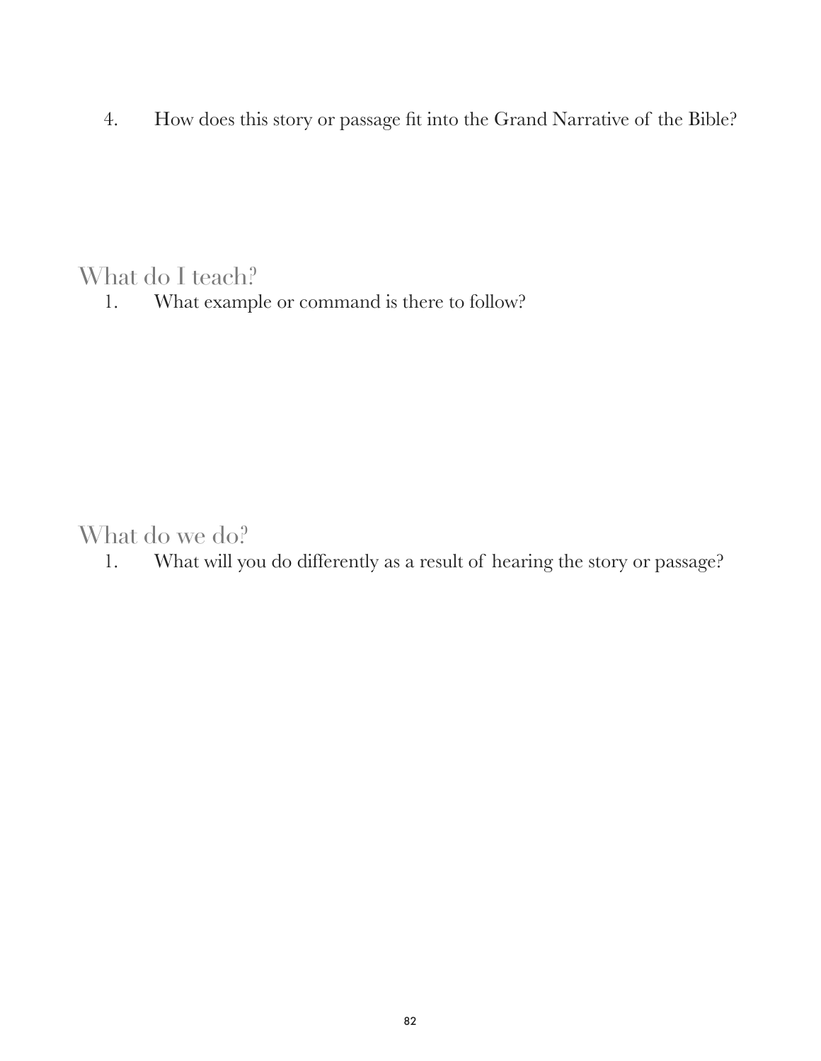4. How does this story or passage fit into the Grand Narrative of the Bible?

## What do I teach?

1. What example or command is there to follow?

## What do we do?

1. What will you do differently as a result of hearing the story or passage?